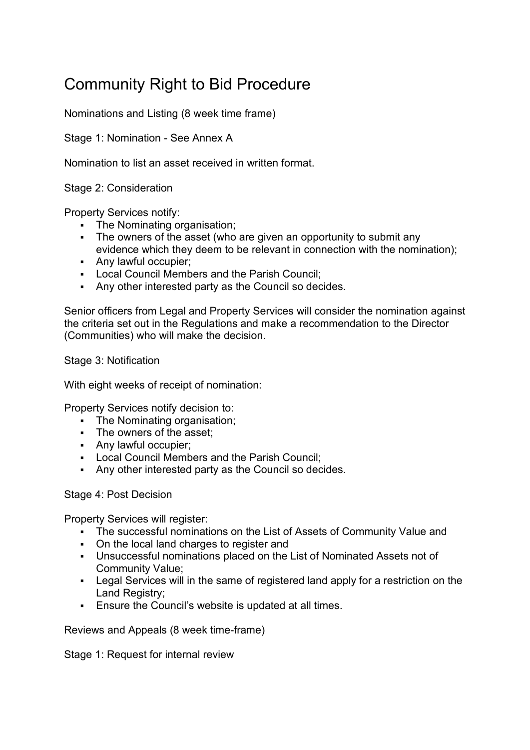# Community Right to Bid Procedure

Nominations and Listing (8 week time frame)

Stage 1: Nomination - See Annex A

Nomination to list an asset received in written format.

Stage 2: Consideration

Property Services notify:

- The Nominating organisation;
- The owners of the asset (who are given an opportunity to submit any evidence which they deem to be relevant in connection with the nomination);
- Any lawful occupier;
- Local Council Members and the Parish Council;
- Any other interested party as the Council so decides.

Senior officers from Legal and Property Services will consider the nomination against the criteria set out in the Regulations and make a recommendation to the Director (Communities) who will make the decision.

Stage 3: Notification

With eight weeks of receipt of nomination:

Property Services notify decision to:

- The Nominating organisation;
- The owners of the asset;
- Any lawful occupier;
- Local Council Members and the Parish Council;
- Any other interested party as the Council so decides.

Stage 4: Post Decision

Property Services will register:

- The successful nominations on the List of Assets of Community Value and
- On the local land charges to register and
- Unsuccessful nominations placed on the List of Nominated Assets not of Community Value;
- Legal Services will in the same of registered land apply for a restriction on the Land Registry;
- Ensure the Council's website is updated at all times.

Reviews and Appeals (8 week time-frame)

Stage 1: Request for internal review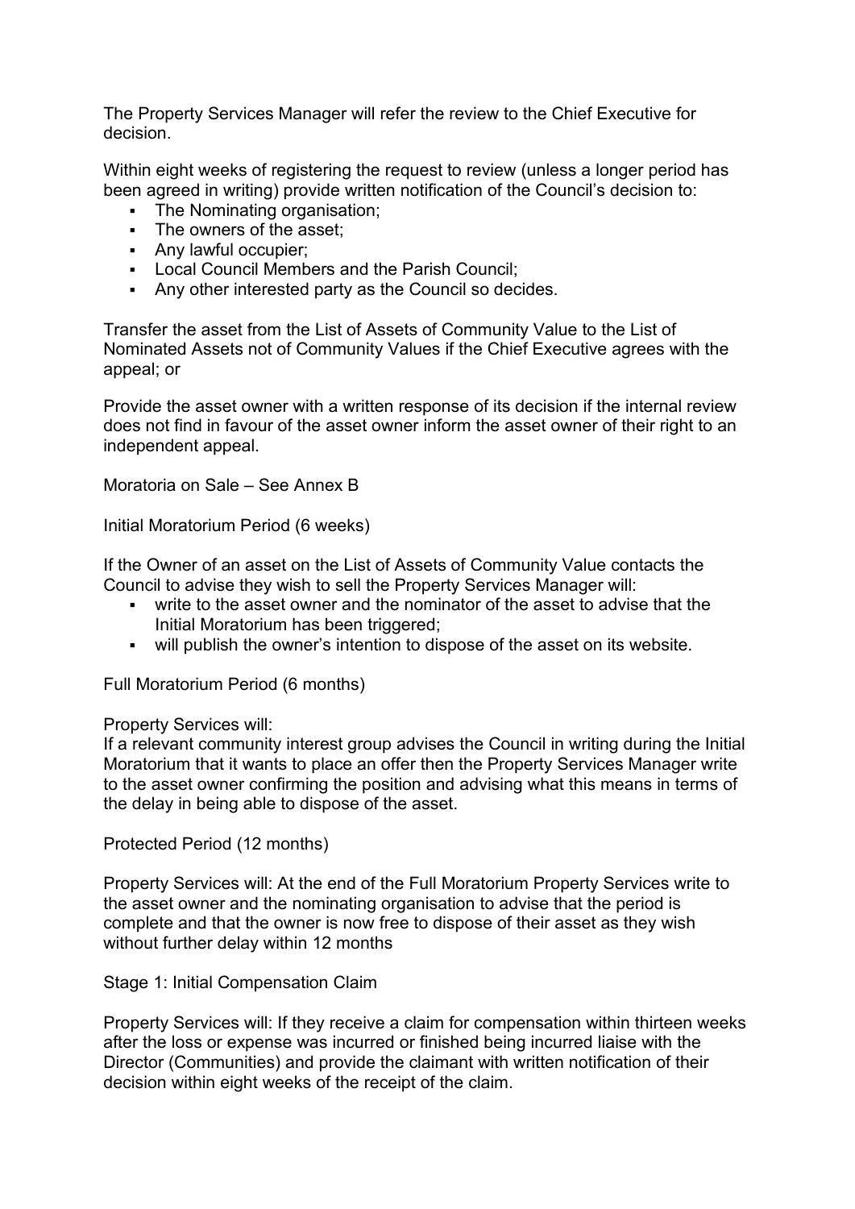The Property Services Manager will refer the review to the Chief Executive for decision.

Within eight weeks of registering the request to review (unless a longer period has been agreed in writing) provide written notification of the Council's decision to:

- The Nominating organisation;
- The owners of the asset;
- Any lawful occupier;
- Local Council Members and the Parish Council;
- Any other interested party as the Council so decides.

Transfer the asset from the List of Assets of Community Value to the List of Nominated Assets not of Community Values if the Chief Executive agrees with the appeal; or

Provide the asset owner with a written response of its decision if the internal review does not find in favour of the asset owner inform the asset owner of their right to an independent appeal.

Moratoria on Sale – See Annex B

Initial Moratorium Period (6 weeks)

If the Owner of an asset on the List of Assets of Community Value contacts the Council to advise they wish to sell the Property Services Manager will:

- write to the asset owner and the nominator of the asset to advise that the Initial Moratorium has been triggered;
- will publish the owner's intention to dispose of the asset on its website.

Full Moratorium Period (6 months)

Property Services will:
If a relevant community interest group advises the Council in writing during the Initial Moratorium that it wants to place an offer then the Property Services Manager write to the asset owner confirming the position and advising what this means in terms of the delay in being able to dispose of the asset.

Protected Period (12 months)

Property Services will: At the end of the Full Moratorium Property Services write to the asset owner and the nominating organisation to advise that the period is complete and that the owner is now free to dispose of their asset as they wish without further delay within 12 months

Stage 1: Initial Compensation Claim

Property Services will: If they receive a claim for compensation within thirteen weeks after the loss or expense was incurred or finished being incurred liaise with the Director (Communities) and provide the claimant with written notification of their decision within eight weeks of the receipt of the claim.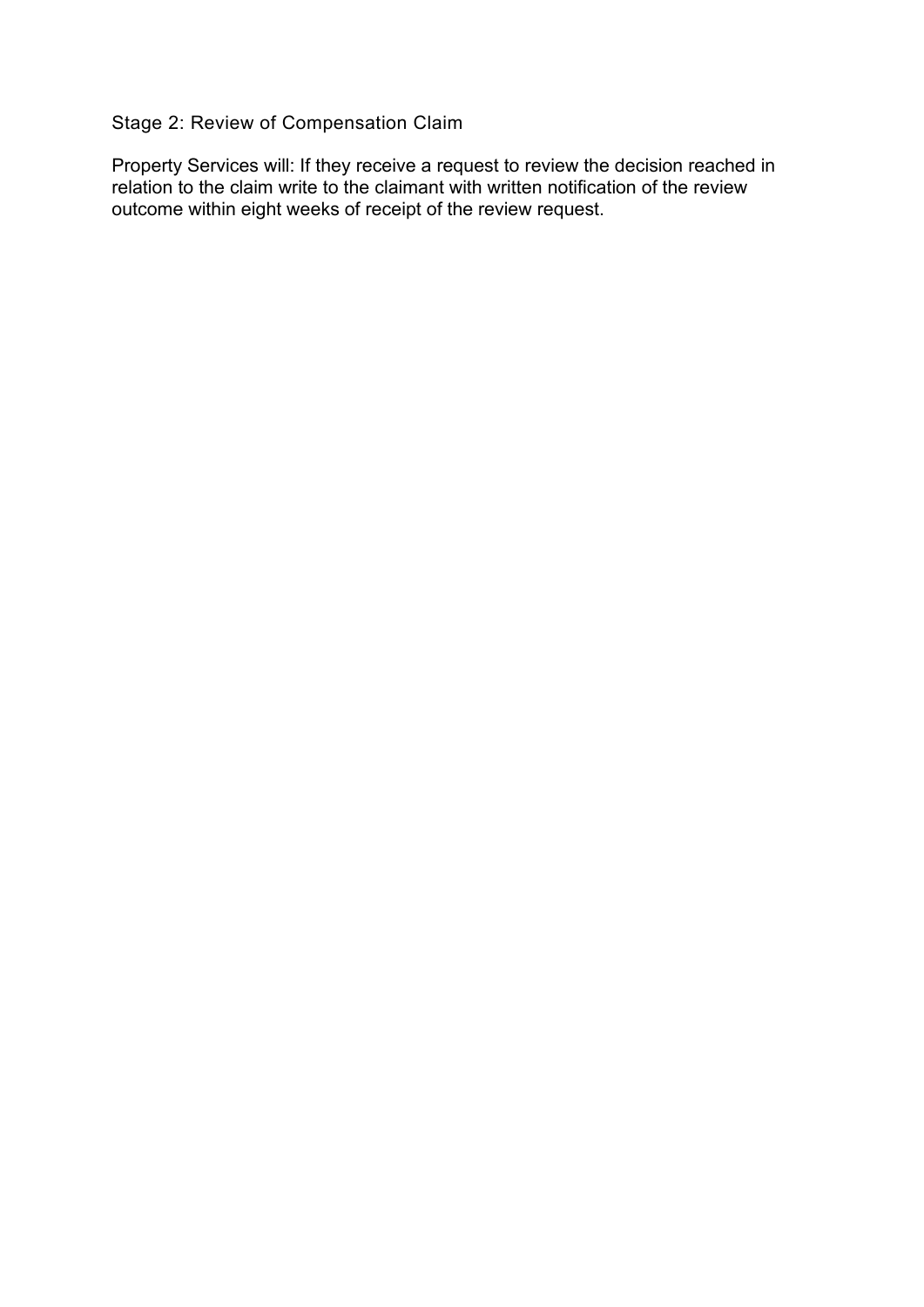## Stage 2: Review of Compensation Claim

Property Services will: If they receive a request to review the decision reached in relation to the claim write to the claimant with written notification of the review outcome within eight weeks of receipt of the review request.